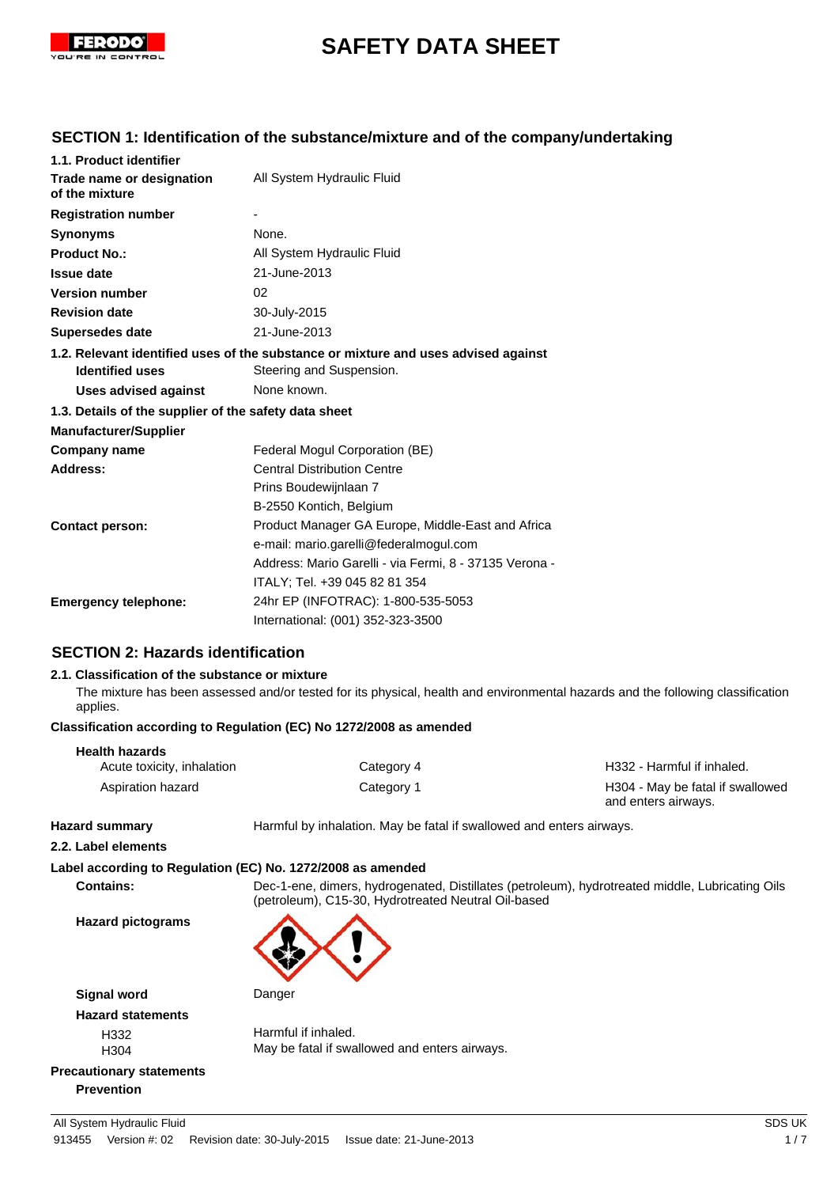# SAFETY DATA SHEET

## SECTION 1: Identification of the substance/mixture and of the company/undertaking

**1.1. Product identifier**

| | |
|---|---|
| **Trade name or designation of the mixture** | All System Hydraulic Fluid |
| **Registration number** | - |
| **Synonyms** | None. |
| **Product No.:** | All System Hydraulic Fluid |
| **Issue date** | 21-June-2013 |
| **Version number** | 02 |
| **Revision date** | 30-July-2015 |
| **Supersedes date** | 21-June-2013 |

**1.2. Relevant identified uses of the substance or mixture and uses advised against**

| | |
|---|---|
| **Identified uses** | Steering and Suspension. |
| **Uses advised against** | None known. |

**1.3. Details of the supplier of the safety data sheet**

**Manufacturer/Supplier**

| | |
|---|---|
| **Company name** | Federal Mogul Corporation (BE) |
| **Address:** | Central Distribution Centre<br>Prins Boudewijnlaan 7<br>B-2550 Kontich, Belgium |
| **Contact person:** | Product Manager GA Europe, Middle-East and Africa<br>e-mail: mario.garelli@federalmogul.com<br>Address: Mario Garelli - via Fermi, 8 - 37135 Verona - ITALY; Tel. +39 045 82 81 354 |
| **Emergency telephone:** | 24hr EP (INFOTRAC): 1-800-535-5053<br>International: (001) 352-323-3500 |

## SECTION 2: Hazards identification

**2.1. Classification of the substance or mixture**

The mixture has been assessed and/or tested for its physical, health and environmental hazards and the following classification applies.

**Classification according to Regulation (EC) No 1272/2008 as amended**

**Health hazards**

| | | |
|---|---|---|
| Acute toxicity, inhalation | Category 4 | H332 - Harmful if inhaled. |
| Aspiration hazard | Category 1 | H304 - May be fatal if swallowed and enters airways. |

**Hazard summary** Harmful by inhalation. May be fatal if swallowed and enters airways.

**2.2. Label elements**

**Label according to Regulation (EC) No. 1272/2008 as amended**

**Contains:** Dec-1-ene, dimers, hydrogenated, Distillates (petroleum), hydrotreated middle, Lubricating Oils (petroleum), C15-30, Hydrotreated Neutral Oil-based

**Hazard pictograms**

**Signal word** Danger

**Hazard statements**

| | |
|---|---|
| H332 | Harmful if inhaled. |
| H304 | May be fatal if swallowed and enters airways. |

**Precautionary statements**

**Prevention**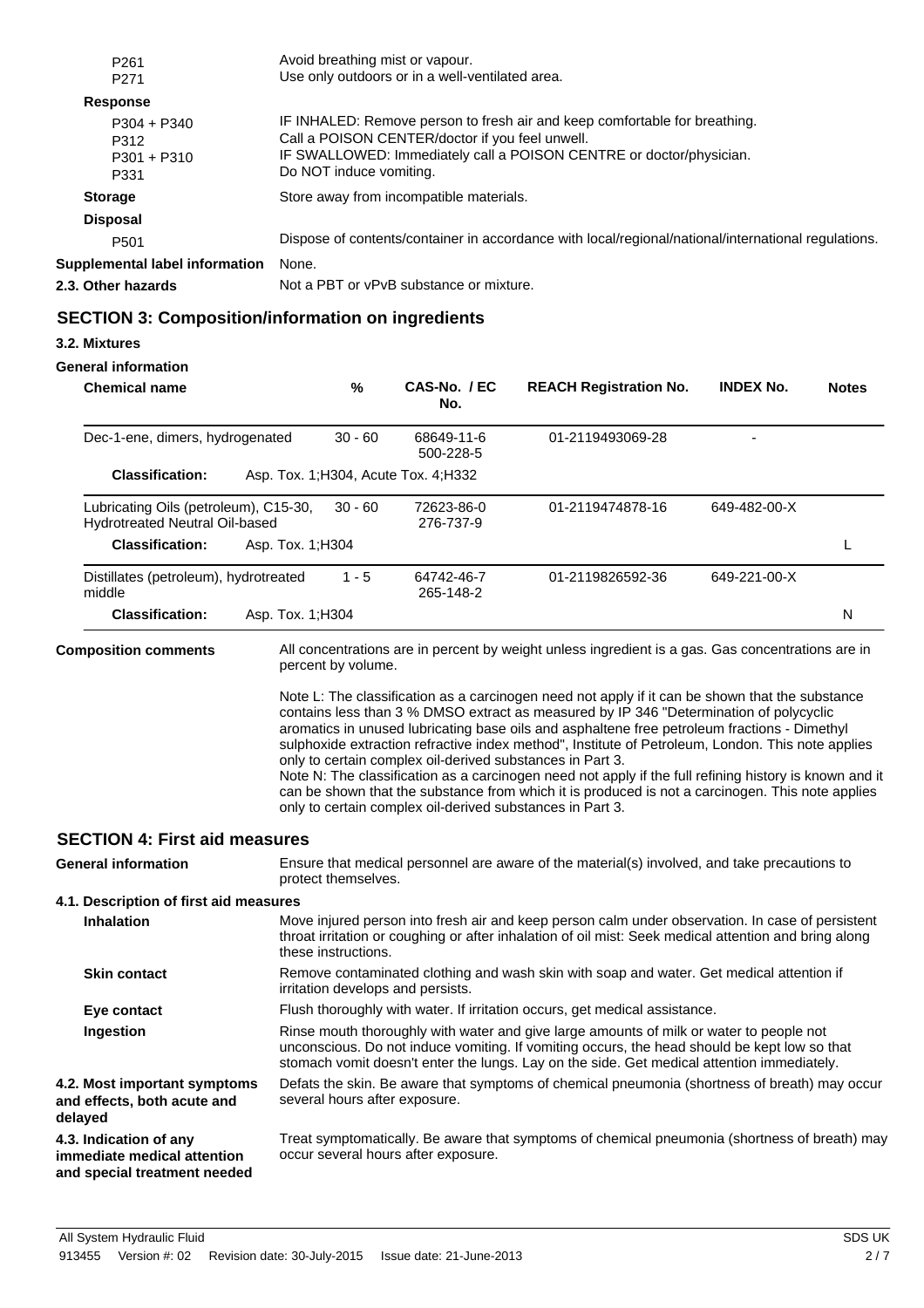| | |
|---|---|
| P261 | Avoid breathing mist or vapour. |
| P271 | Use only outdoors or in a well-ventilated area. |

**Response**

| | |
|---|---|
| P304 + P340 | IF INHALED: Remove person to fresh air and keep comfortable for breathing. |
| P312 | Call a POISON CENTER/doctor if you feel unwell. |
| P301 + P310 | IF SWALLOWED: Immediately call a POISON CENTRE or doctor/physician. |
| P331 | Do NOT induce vomiting. |

**Storage** Store away from incompatible materials.

**Disposal**

| | |
|---|---|
| P501 | Dispose of contents/container in accordance with local/regional/national/international regulations. |

**Supplemental label information** None.

**2.3. Other hazards** Not a PBT or vPvB substance or mixture.

## SECTION 3: Composition/information on ingredients

### 3.2. Mixtures

**General information**

| Chemical name | % | CAS-No. / EC No. | REACH Registration No. | INDEX No. | Notes |
|---|---|---|---|---|---|
| Dec-1-ene, dimers, hydrogenated | 30 - 60 | 68649-11-6<br>500-228-5 | 01-2119493069-28 | - | |
| **Classification:** Asp. Tox. 1;H304, Acute Tox. 4;H332 | | | | | |
| Lubricating Oils (petroleum), C15-30, Hydrotreated Neutral Oil-based | 30 - 60 | 72623-86-0<br>276-737-9 | 01-2119474878-16 | 649-482-00-X | |
| **Classification:** Asp. Tox. 1;H304 | | | | | L |
| Distillates (petroleum), hydrotreated middle | 1 - 5 | 64742-46-7<br>265-148-2 | 01-2119826592-36 | 649-221-00-X | |
| **Classification:** Asp. Tox. 1;H304 | | | | | N |

**Composition comments** All concentrations are in percent by weight unless ingredient is a gas. Gas concentrations are in percent by volume.

Note L: The classification as a carcinogen need not apply if it can be shown that the substance contains less than 3 % DMSO extract as measured by IP 346 "Determination of polycyclic aromatics in unused lubricating base oils and asphaltene free petroleum fractions - Dimethyl sulphoxide extraction refractive index method", Institute of Petroleum, London. This note applies only to certain complex oil-derived substances in Part 3.
Note N: The classification as a carcinogen need not apply if the full refining history is known and it can be shown that the substance from which it is produced is not a carcinogen. This note applies only to certain complex oil-derived substances in Part 3.

## SECTION 4: First aid measures

**General information** Ensure that medical personnel are aware of the material(s) involved, and take precautions to protect themselves.

### 4.1. Description of first aid measures

**Inhalation** Move injured person into fresh air and keep person calm under observation. In case of persistent throat irritation or coughing or after inhalation of oil mist: Seek medical attention and bring along these instructions.

**Skin contact** Remove contaminated clothing and wash skin with soap and water. Get medical attention if irritation develops and persists.

**Eye contact** Flush thoroughly with water. If irritation occurs, get medical assistance.

**Ingestion** Rinse mouth thoroughly with water and give large amounts of milk or water to people not unconscious. Do not induce vomiting. If vomiting occurs, the head should be kept low so that stomach vomit doesn't enter the lungs. Lay on the side. Get medical attention immediately.

**4.2. Most important symptoms and effects, both acute and delayed** Defats the skin. Be aware that symptoms of chemical pneumonia (shortness of breath) may occur several hours after exposure.

**4.3. Indication of any immediate medical attention and special treatment needed** Treat symptomatically. Be aware that symptoms of chemical pneumonia (shortness of breath) may occur several hours after exposure.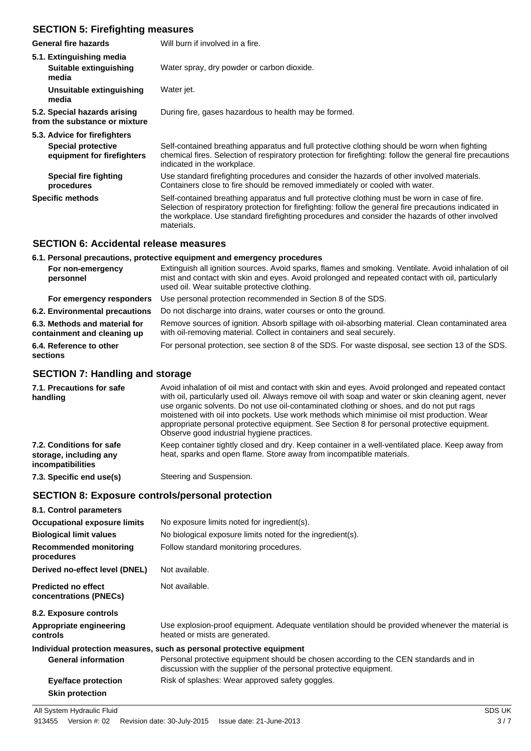## SECTION 5: Firefighting measures

| | |
|---|---|
| **General fire hazards** | Will burn if involved in a fire. |
| **5.1. Extinguishing media** | |
| **Suitable extinguishing media** | Water spray, dry powder or carbon dioxide. |
| **Unsuitable extinguishing media** | Water jet. |
| **5.2. Special hazards arising from the substance or mixture** | During fire, gases hazardous to health may be formed. |
| **5.3. Advice for firefighters** | |
| **Special protective equipment for firefighters** | Self-contained breathing apparatus and full protective clothing should be worn when fighting chemical fires. Selection of respiratory protection for firefighting: follow the general fire precautions indicated in the workplace. |
| **Special fire fighting procedures** | Use standard firefighting procedures and consider the hazards of other involved materials. Containers close to fire should be removed immediately or cooled with water. |
| **Specific methods** | Self-contained breathing apparatus and full protective clothing must be worn in case of fire. Selection of respiratory protection for firefighting: follow the general fire precautions indicated in the workplace. Use standard firefighting procedures and consider the hazards of other involved materials. |

## SECTION 6: Accidental release measures

**6.1. Personal precautions, protective equipment and emergency procedures**

| | |
|---|---|
| **For non-emergency personnel** | Extinguish all ignition sources. Avoid sparks, flames and smoking. Ventilate. Avoid inhalation of oil mist and contact with skin and eyes. Avoid prolonged and repeated contact with oil, particularly used oil. Wear suitable protective clothing. |
| **For emergency responders** | Use personal protection recommended in Section 8 of the SDS. |
| **6.2. Environmental precautions** | Do not discharge into drains, water courses or onto the ground. |
| **6.3. Methods and material for containment and cleaning up** | Remove sources of ignition. Absorb spillage with oil-absorbing material. Clean contaminated area with oil-removing material. Collect in containers and seal securely. |
| **6.4. Reference to other sections** | For personal protection, see section 8 of the SDS. For waste disposal, see section 13 of the SDS. |

## SECTION 7: Handling and storage

| | |
|---|---|
| **7.1. Precautions for safe handling** | Avoid inhalation of oil mist and contact with skin and eyes. Avoid prolonged and repeated contact with oil, particularly used oil. Always remove oil with soap and water or skin cleaning agent, never use organic solvents. Do not use oil-contaminated clothing or shoes, and do not put rags moistened with oil into pockets. Use work methods which minimise oil mist production. Wear appropriate personal protective equipment. See Section 8 for personal protective equipment. Observe good industrial hygiene practices. |
| **7.2. Conditions for safe storage, including any incompatibilities** | Keep container tightly closed and dry. Keep container in a well-ventilated place. Keep away from heat, sparks and open flame. Store away from incompatible materials. |
| **7.3. Specific end use(s)** | Steering and Suspension. |

## SECTION 8: Exposure controls/personal protection

| | |
|---|---|
| **8.1. Control parameters** | |
| **Occupational exposure limits** | No exposure limits noted for ingredient(s). |
| **Biological limit values** | No biological exposure limits noted for the ingredient(s). |
| **Recommended monitoring procedures** | Follow standard monitoring procedures. |
| **Derived no-effect level (DNEL)** | Not available. |
| **Predicted no effect concentrations (PNECs)** | Not available. |
| **8.2. Exposure controls** | |
| **Appropriate engineering controls** | Use explosion-proof equipment. Adequate ventilation should be provided whenever the material is heated or mists are generated. |

**Individual protection measures, such as personal protective equipment**

| | |
|---|---|
| **General information** | Personal protective equipment should be chosen according to the CEN standards and in discussion with the supplier of the personal protective equipment. |
| **Eye/face protection** | Risk of splashes: Wear approved safety goggles. |
| **Skin protection** | |

All System Hydraulic Fluid

913455 Version #: 02 Revision date: 30-July-2015 Issue date: 21-June-2013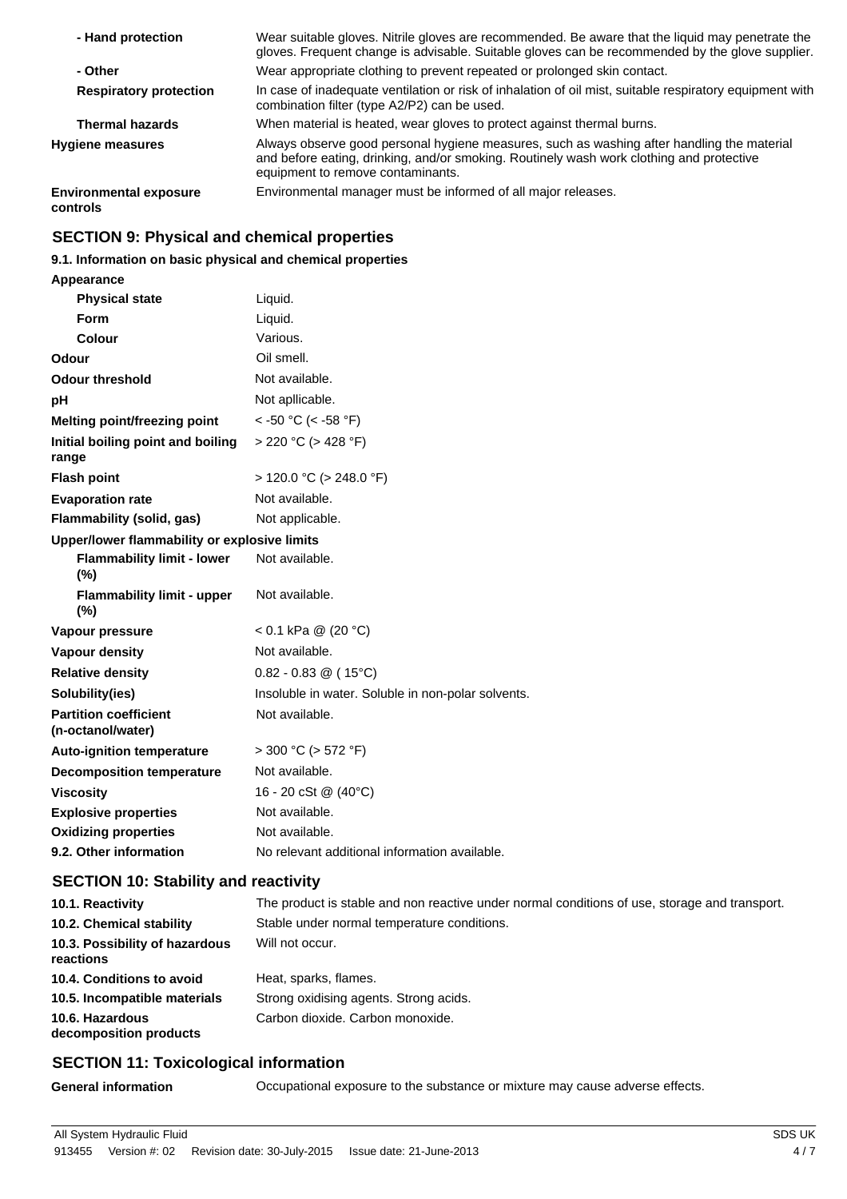| | |
|---|---|
| **- Hand protection** | Wear suitable gloves. Nitrile gloves are recommended. Be aware that the liquid may penetrate the gloves. Frequent change is advisable. Suitable gloves can be recommended by the glove supplier. |
| **- Other** | Wear appropriate clothing to prevent repeated or prolonged skin contact. |
| **Respiratory protection** | In case of inadequate ventilation or risk of inhalation of oil mist, suitable respiratory equipment with combination filter (type A2/P2) can be used. |
| **Thermal hazards** | When material is heated, wear gloves to protect against thermal burns. |
| **Hygiene measures** | Always observe good personal hygiene measures, such as washing after handling the material and before eating, drinking, and/or smoking. Routinely wash work clothing and protective equipment to remove contaminants. |
| **Environmental exposure controls** | Environmental manager must be informed of all major releases. |

## SECTION 9: Physical and chemical properties

### 9.1. Information on basic physical and chemical properties

| | |
|---|---|
| **Appearance** | |
| **Physical state** | Liquid. |
| **Form** | Liquid. |
| **Colour** | Various. |
| **Odour** | Oil smell. |
| **Odour threshold** | Not available. |
| **pH** | Not apllicable. |
| **Melting point/freezing point** | < -50 °C (< -58 °F) |
| **Initial boiling point and boiling range** | > 220 °C (> 428 °F) |
| **Flash point** | > 120.0 °C (> 248.0 °F) |
| **Evaporation rate** | Not available. |
| **Flammability (solid, gas)** | Not applicable. |
| **Upper/lower flammability or explosive limits** | |
| **Flammability limit - lower (%)** | Not available. |
| **Flammability limit - upper (%)** | Not available. |
| **Vapour pressure** | < 0.1 kPa @ (20 °C) |
| **Vapour density** | Not available. |
| **Relative density** | 0.82 - 0.83 @ ( 15°C) |
| **Solubility(ies)** | Insoluble in water. Soluble in non-polar solvents. |
| **Partition coefficient (n-octanol/water)** | Not available. |
| **Auto-ignition temperature** | > 300 °C (> 572 °F) |
| **Decomposition temperature** | Not available. |
| **Viscosity** | 16 - 20 cSt @ (40°C) |
| **Explosive properties** | Not available. |
| **Oxidizing properties** | Not available. |
| **9.2. Other information** | No relevant additional information available. |

## SECTION 10: Stability and reactivity

| | |
|---|---|
| **10.1. Reactivity** | The product is stable and non reactive under normal conditions of use, storage and transport. |
| **10.2. Chemical stability** | Stable under normal temperature conditions. |
| **10.3. Possibility of hazardous reactions** | Will not occur. |
| **10.4. Conditions to avoid** | Heat, sparks, flames. |
| **10.5. Incompatible materials** | Strong oxidising agents. Strong acids. |
| **10.6. Hazardous decomposition products** | Carbon dioxide. Carbon monoxide. |

## SECTION 11: Toxicological information

| | |
|---|---|
| **General information** | Occupational exposure to the substance or mixture may cause adverse effects. |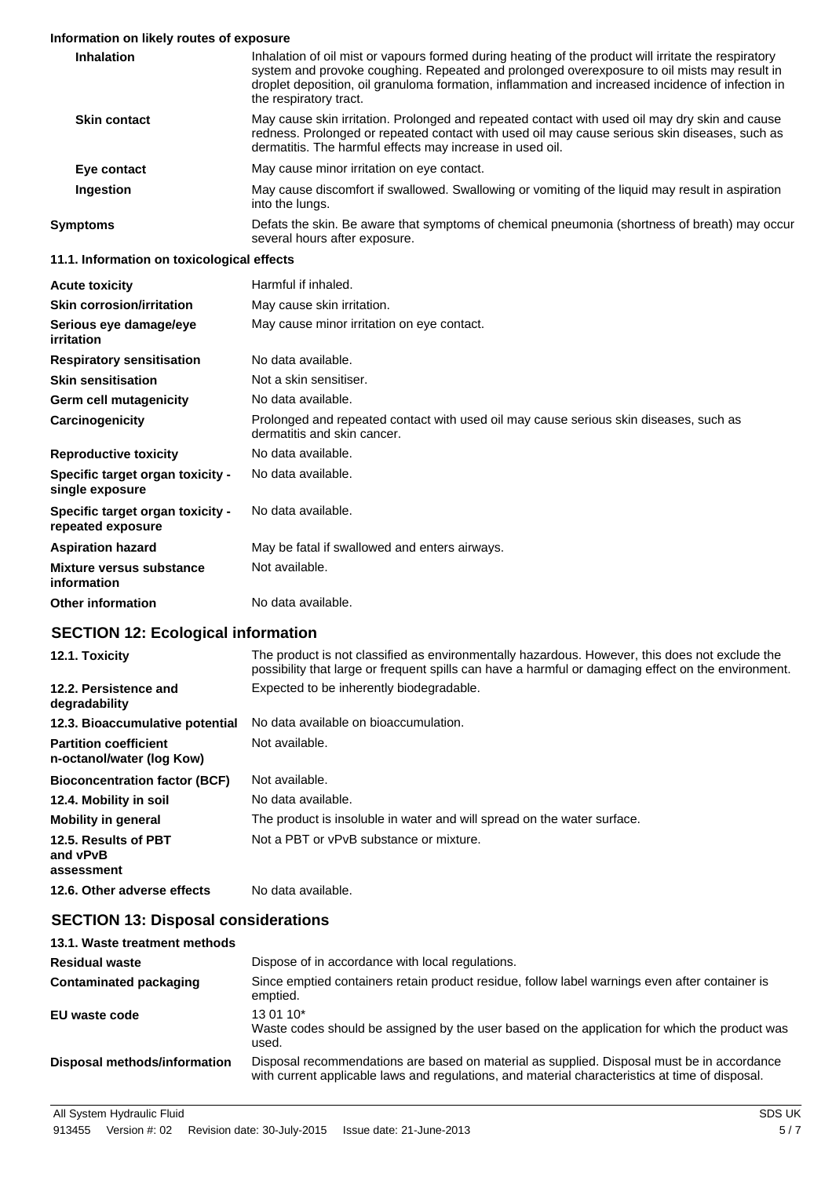**Information on likely routes of exposure**

| | |
|---|---|
| **Inhalation** | Inhalation of oil mist or vapours formed during heating of the product will irritate the respiratory system and provoke coughing. Repeated and prolonged overexposure to oil mists may result in droplet deposition, oil granuloma formation, inflammation and increased incidence of infection in the respiratory tract. |
| **Skin contact** | May cause skin irritation. Prolonged and repeated contact with used oil may dry skin and cause redness. Prolonged or repeated contact with used oil may cause serious skin diseases, such as dermatitis. The harmful effects may increase in used oil. |
| **Eye contact** | May cause minor irritation on eye contact. |
| **Ingestion** | May cause discomfort if swallowed. Swallowing or vomiting of the liquid may result in aspiration into the lungs. |
| **Symptoms** | Defats the skin. Be aware that symptoms of chemical pneumonia (shortness of breath) may occur several hours after exposure. |

**11.1. Information on toxicological effects**

| | |
|---|---|
| **Acute toxicity** | Harmful if inhaled. |
| **Skin corrosion/irritation** | May cause skin irritation. |
| **Serious eye damage/eye irritation** | May cause minor irritation on eye contact. |
| **Respiratory sensitisation** | No data available. |
| **Skin sensitisation** | Not a skin sensitiser. |
| **Germ cell mutagenicity** | No data available. |
| **Carcinogenicity** | Prolonged and repeated contact with used oil may cause serious skin diseases, such as dermatitis and skin cancer. |
| **Reproductive toxicity** | No data available. |
| **Specific target organ toxicity - single exposure** | No data available. |
| **Specific target organ toxicity - repeated exposure** | No data available. |
| **Aspiration hazard** | May be fatal if swallowed and enters airways. |
| **Mixture versus substance information** | Not available. |
| **Other information** | No data available. |

## SECTION 12: Ecological information

| | |
|---|---|
| **12.1. Toxicity** | The product is not classified as environmentally hazardous. However, this does not exclude the possibility that large or frequent spills can have a harmful or damaging effect on the environment. |
| **12.2. Persistence and degradability** | Expected to be inherently biodegradable. |
| **12.3. Bioaccumulative potential** | No data available on bioaccumulation. |
| **Partition coefficient n-octanol/water (log Kow)** | Not available. |
| **Bioconcentration factor (BCF)** | Not available. |
| **12.4. Mobility in soil** | No data available. |
| **Mobility in general** | The product is insoluble in water and will spread on the water surface. |
| **12.5. Results of PBT and vPvB assessment** | Not a PBT or vPvB substance or mixture. |
| **12.6. Other adverse effects** | No data available. |

## SECTION 13: Disposal considerations

**13.1. Waste treatment methods**

| | |
|---|---|
| **Residual waste** | Dispose of in accordance with local regulations. |
| **Contaminated packaging** | Since emptied containers retain product residue, follow label warnings even after container is emptied. |
| **EU waste code** | 13 01 10*<br>Waste codes should be assigned by the user based on the application for which the product was used. |
| **Disposal methods/information** | Disposal recommendations are based on material as supplied. Disposal must be in accordance with current applicable laws and regulations, and material characteristics at time of disposal. |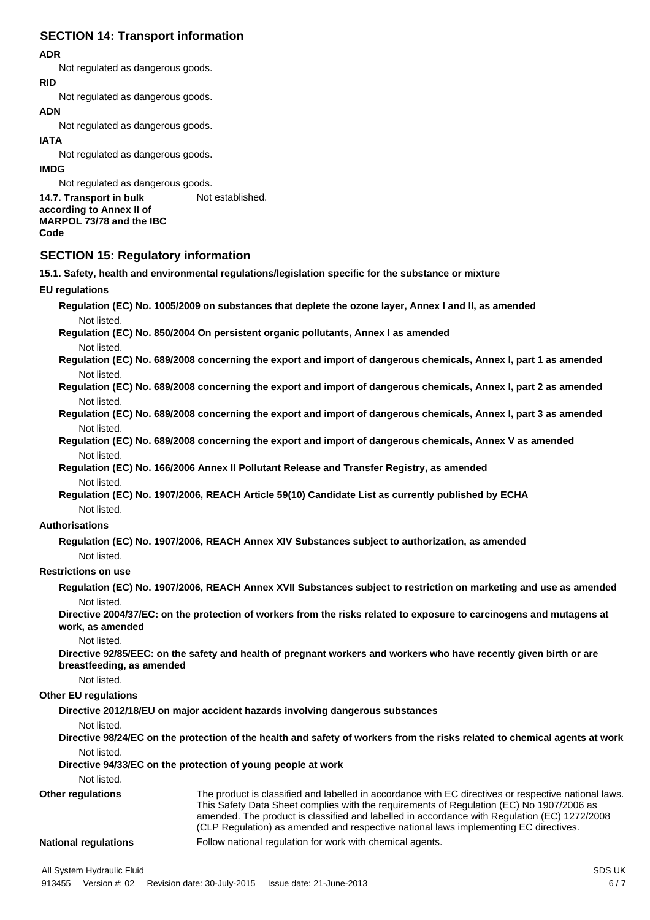## SECTION 14: Transport information

**ADR**

Not regulated as dangerous goods.

**RID**

Not regulated as dangerous goods.

**ADN**

Not regulated as dangerous goods.

**IATA**

Not regulated as dangerous goods.

**IMDG**

Not regulated as dangerous goods.

**14.7. Transport in bulk according to Annex II of MARPOL 73/78 and the IBC Code** Not established.

## SECTION 15: Regulatory information

**15.1. Safety, health and environmental regulations/legislation specific for the substance or mixture**

**EU regulations**

**Regulation (EC) No. 1005/2009 on substances that deplete the ozone layer, Annex I and II, as amended**

Not listed.

**Regulation (EC) No. 850/2004 On persistent organic pollutants, Annex I as amended**

Not listed.

**Regulation (EC) No. 689/2008 concerning the export and import of dangerous chemicals, Annex I, part 1 as amended**

Not listed.

**Regulation (EC) No. 689/2008 concerning the export and import of dangerous chemicals, Annex I, part 2 as amended**

Not listed.

**Regulation (EC) No. 689/2008 concerning the export and import of dangerous chemicals, Annex I, part 3 as amended**

Not listed.

**Regulation (EC) No. 689/2008 concerning the export and import of dangerous chemicals, Annex V as amended**

Not listed.

**Regulation (EC) No. 166/2006 Annex II Pollutant Release and Transfer Registry, as amended**

Not listed.

**Regulation (EC) No. 1907/2006, REACH Article 59(10) Candidate List as currently published by ECHA**

Not listed.

**Authorisations**

**Regulation (EC) No. 1907/2006, REACH Annex XIV Substances subject to authorization, as amended**

Not listed.

**Restrictions on use**

**Regulation (EC) No. 1907/2006, REACH Annex XVII Substances subject to restriction on marketing and use as amended**

Not listed.

**Directive 2004/37/EC: on the protection of workers from the risks related to exposure to carcinogens and mutagens at work, as amended**

Not listed.

**Directive 92/85/EEC: on the safety and health of pregnant workers and workers who have recently given birth or are breastfeeding, as amended**

Not listed.

**Other EU regulations**

**Directive 2012/18/EU on major accident hazards involving dangerous substances**

Not listed.

**Directive 98/24/EC on the protection of the health and safety of workers from the risks related to chemical agents at work**

Not listed.

**Directive 94/33/EC on the protection of young people at work**

Not listed.

**Other regulations** The product is classified and labelled in accordance with EC directives or respective national laws. This Safety Data Sheet complies with the requirements of Regulation (EC) No 1907/2006 as amended. The product is classified and labelled in accordance with Regulation (EC) 1272/2008 (CLP Regulation) as amended and respective national laws implementing EC directives.

**National regulations** Follow national regulation for work with chemical agents.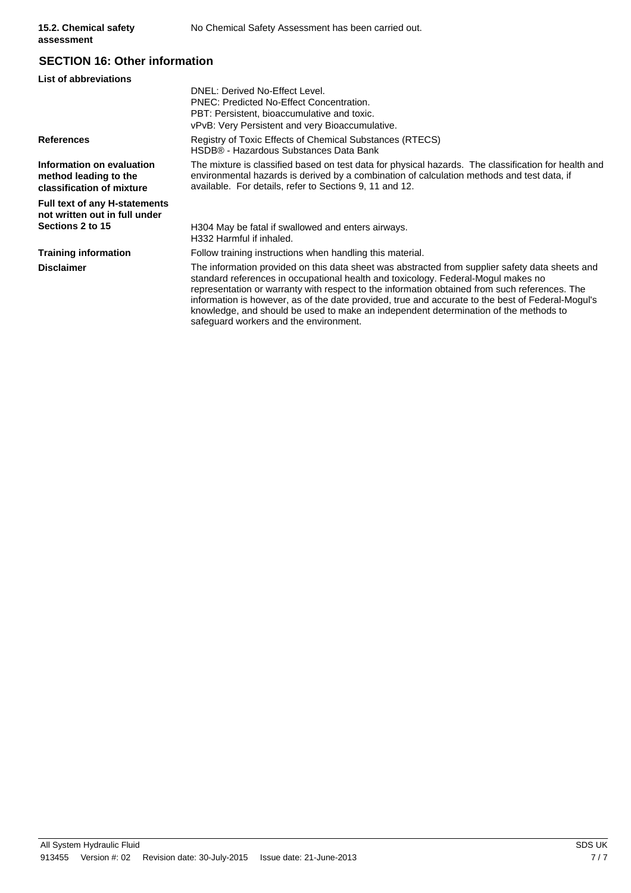**15.2. Chemical safety assessment**

No Chemical Safety Assessment has been carried out.

## SECTION 16: Other information

**List of abbreviations**

DNEL: Derived No-Effect Level.
PNEC: Predicted No-Effect Concentration.
PBT: Persistent, bioaccumulative and toxic.
vPvB: Very Persistent and very Bioaccumulative.

**References**

Registry of Toxic Effects of Chemical Substances (RTECS)
HSDB® - Hazardous Substances Data Bank

**Information on evaluation method leading to the classification of mixture**

The mixture is classified based on test data for physical hazards. The classification for health and environmental hazards is derived by a combination of calculation methods and test data, if available. For details, refer to Sections 9, 11 and 12.

**Full text of any H-statements not written out in full under Sections 2 to 15**

H304 May be fatal if swallowed and enters airways.
H332 Harmful if inhaled.

**Training information**

Follow training instructions when handling this material.

**Disclaimer**

The information provided on this data sheet was abstracted from supplier safety data sheets and standard references in occupational health and toxicology. Federal-Mogul makes no representation or warranty with respect to the information obtained from such references. The information is however, as of the date provided, true and accurate to the best of Federal-Mogul's knowledge, and should be used to make an independent determination of the methods to safeguard workers and the environment.